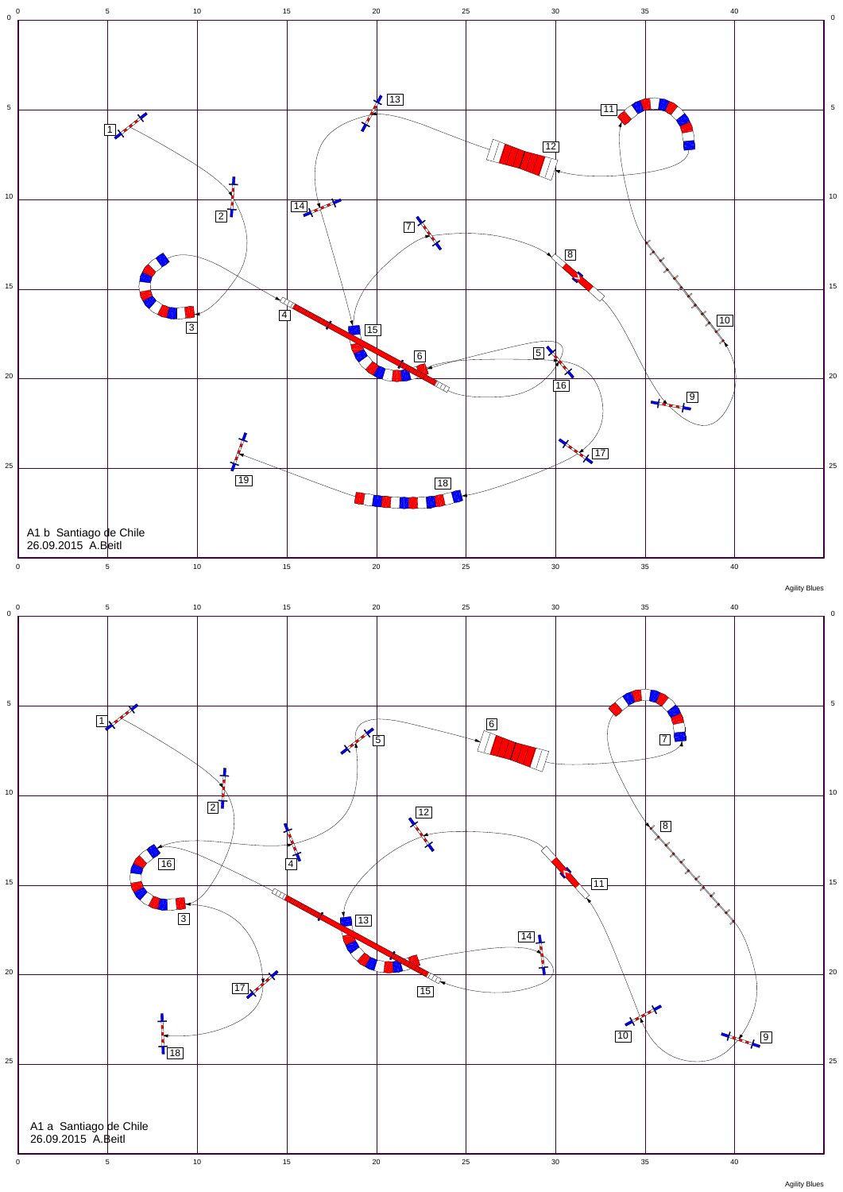A1 b Santiago de Chile
26.09.2015 A.Beitl

Agility Blues

A1 a Santiago de Chile
26.09.2015 A.Beitl

Agility Blues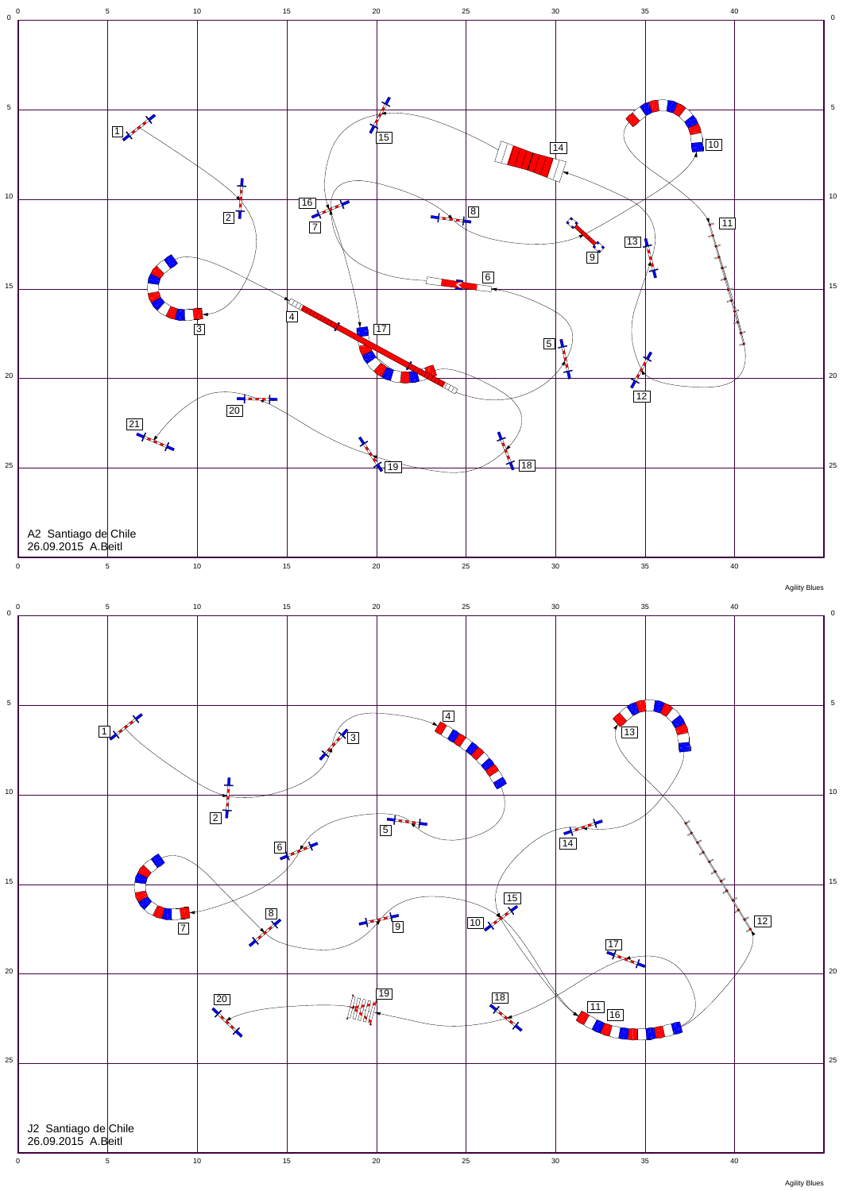A2 Santiago de Chile
26.09.2015 A.Beitl

J2 Santiago de Chile
26.09.2015 A.Beitl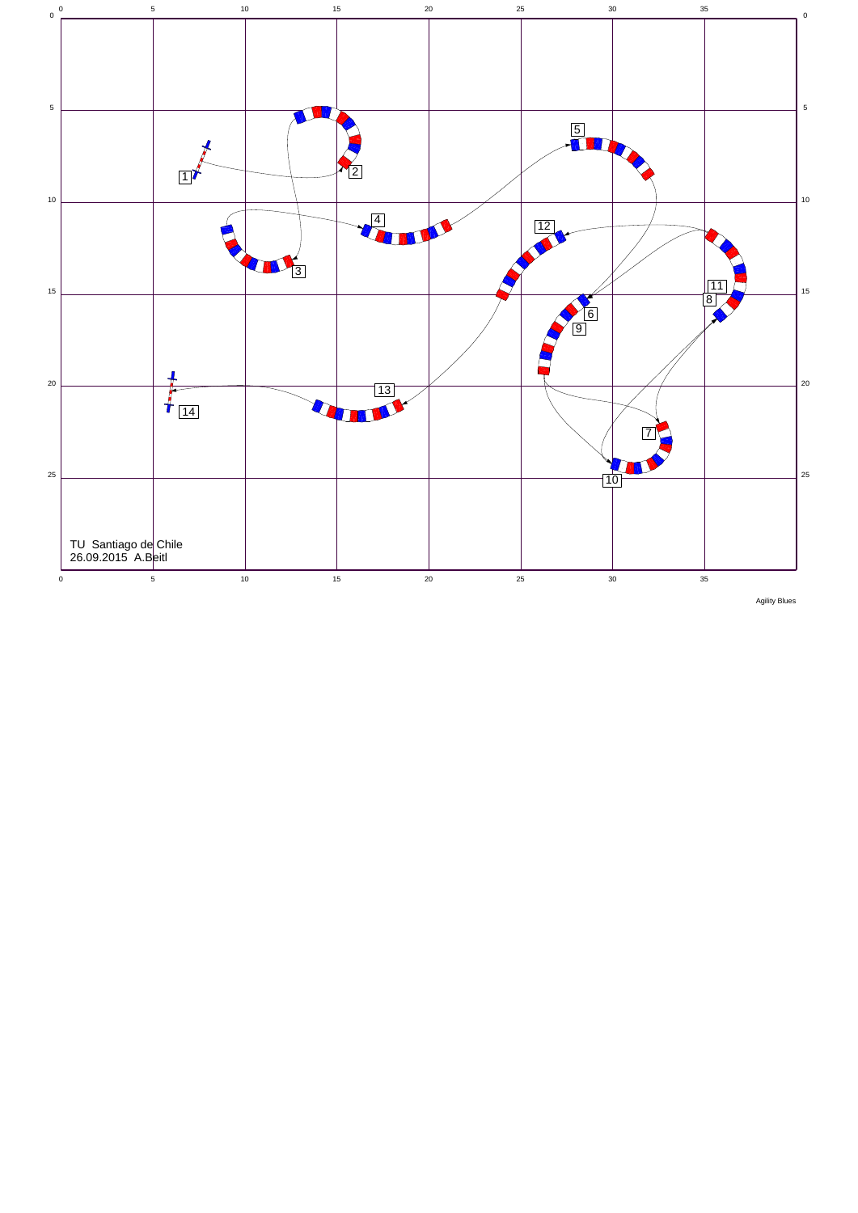TU Santiago de Chile
26.09.2015 A.Beitl

Agility Blues